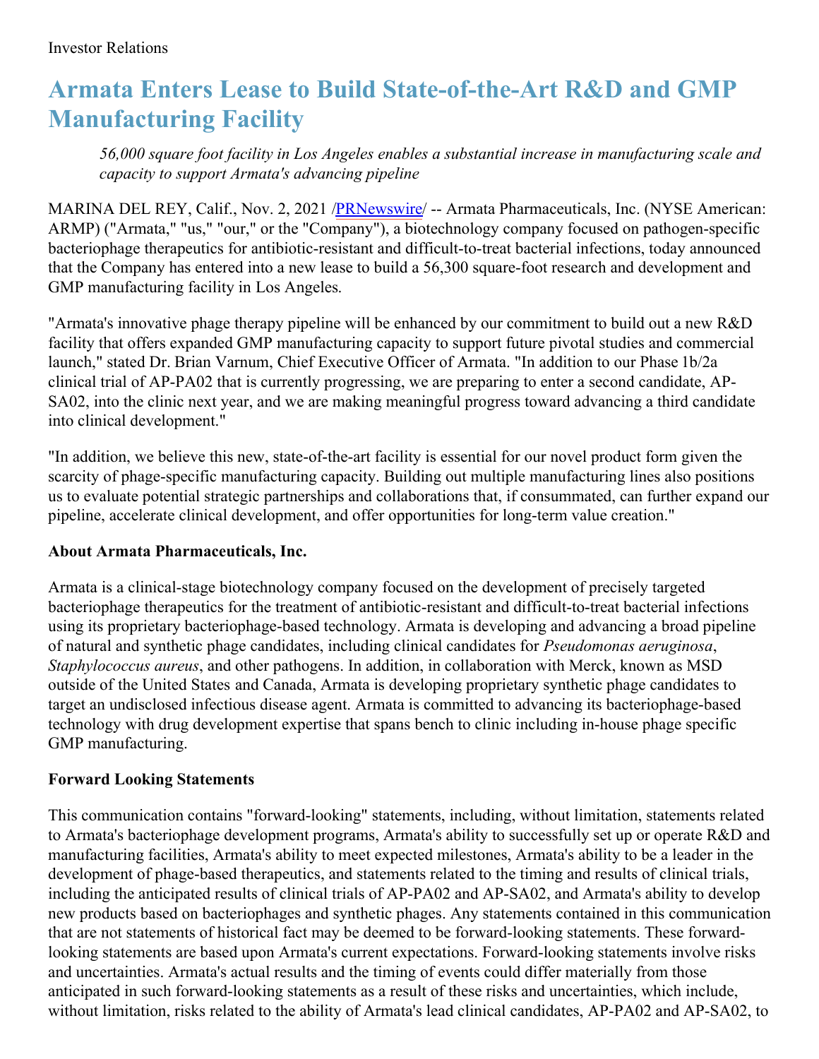Investor Relations

# Armata Enters Lease to Build State-of-the-Art R&D and GMP Manufacturing Facility

*56,000 square foot facility in Los Angeles enables a substantial increase in manufacturing scale and capacity to support Armata's advancing pipeline*

MARINA DEL REY, Calif., Nov. 2, 2021 /PRNewswire/ -- Armata Pharmaceuticals, Inc. (NYSE American: ARMP) ("Armata," "us," "our," or the "Company"), a biotechnology company focused on pathogen-specific bacteriophage therapeutics for antibiotic-resistant and difficult-to-treat bacterial infections, today announced that the Company has entered into a new lease to build a 56,300 square-foot research and development and GMP manufacturing facility in Los Angeles.

"Armata's innovative phage therapy pipeline will be enhanced by our commitment to build out a new R&D facility that offers expanded GMP manufacturing capacity to support future pivotal studies and commercial launch," stated Dr. Brian Varnum, Chief Executive Officer of Armata. "In addition to our Phase 1b/2a clinical trial of AP-PA02 that is currently progressing, we are preparing to enter a second candidate, AP-SA02, into the clinic next year, and we are making meaningful progress toward advancing a third candidate into clinical development."

"In addition, we believe this new, state-of-the-art facility is essential for our novel product form given the scarcity of phage-specific manufacturing capacity. Building out multiple manufacturing lines also positions us to evaluate potential strategic partnerships and collaborations that, if consummated, can further expand our pipeline, accelerate clinical development, and offer opportunities for long-term value creation."

### About Armata Pharmaceuticals, Inc.

Armata is a clinical-stage biotechnology company focused on the development of precisely targeted bacteriophage therapeutics for the treatment of antibiotic-resistant and difficult-to-treat bacterial infections using its proprietary bacteriophage-based technology. Armata is developing and advancing a broad pipeline of natural and synthetic phage candidates, including clinical candidates for *Pseudomonas aeruginosa*, *Staphylococcus aureus*, and other pathogens. In addition, in collaboration with Merck, known as MSD outside of the United States and Canada, Armata is developing proprietary synthetic phage candidates to target an undisclosed infectious disease agent. Armata is committed to advancing its bacteriophage-based technology with drug development expertise that spans bench to clinic including in-house phage specific GMP manufacturing.

### Forward Looking Statements

This communication contains "forward-looking" statements, including, without limitation, statements related to Armata's bacteriophage development programs, Armata's ability to successfully set up or operate R&D and manufacturing facilities, Armata's ability to meet expected milestones, Armata's ability to be a leader in the development of phage-based therapeutics, and statements related to the timing and results of clinical trials, including the anticipated results of clinical trials of AP-PA02 and AP-SA02, and Armata's ability to develop new products based on bacteriophages and synthetic phages. Any statements contained in this communication that are not statements of historical fact may be deemed to be forward-looking statements. These forward-looking statements are based upon Armata's current expectations. Forward-looking statements involve risks and uncertainties. Armata's actual results and the timing of events could differ materially from those anticipated in such forward-looking statements as a result of these risks and uncertainties, which include, without limitation, risks related to the ability of Armata's lead clinical candidates, AP-PA02 and AP-SA02, to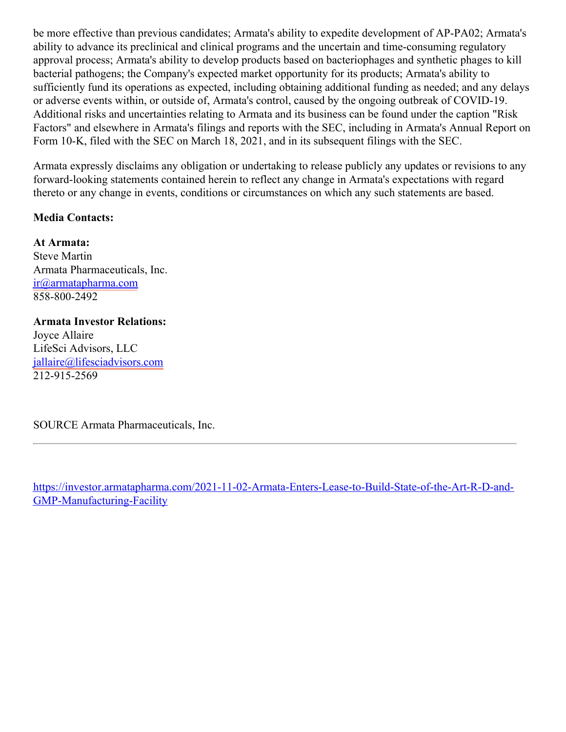be more effective than previous candidates; Armata's ability to expedite development of AP-PA02; Armata's ability to advance its preclinical and clinical programs and the uncertain and time-consuming regulatory approval process; Armata's ability to develop products based on bacteriophages and synthetic phages to kill bacterial pathogens; the Company's expected market opportunity for its products; Armata's ability to sufficiently fund its operations as expected, including obtaining additional funding as needed; and any delays or adverse events within, or outside of, Armata's control, caused by the ongoing outbreak of COVID-19. Additional risks and uncertainties relating to Armata and its business can be found under the caption "Risk Factors" and elsewhere in Armata's filings and reports with the SEC, including in Armata's Annual Report on Form 10-K, filed with the SEC on March 18, 2021, and in its subsequent filings with the SEC.

Armata expressly disclaims any obligation or undertaking to release publicly any updates or revisions to any forward-looking statements contained herein to reflect any change in Armata's expectations with regard thereto or any change in events, conditions or circumstances on which any such statements are based.

**Media Contacts:**

**At Armata:**
Steve Martin
Armata Pharmaceuticals, Inc.
ir@armatapharma.com
858-800-2492

**Armata Investor Relations:**
Joyce Allaire
LifeSci Advisors, LLC
jallaire@lifesciadvisors.com
212-915-2569

SOURCE Armata Pharmaceuticals, Inc.

---

https://investor.armatapharma.com/2021-11-02-Armata-Enters-Lease-to-Build-State-of-the-Art-R-D-and-GMP-Manufacturing-Facility